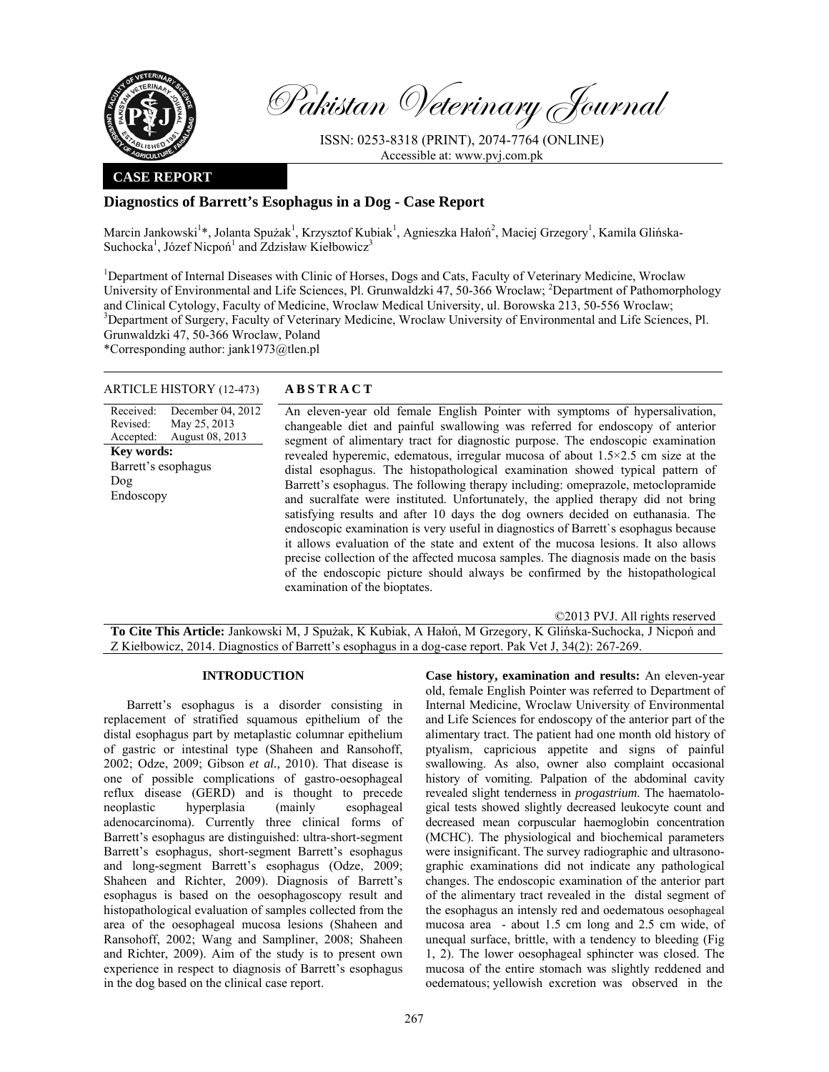**CASE REPORT**

# Diagnostics of Barrett's Esophagus in a Dog - Case Report

Marcin Jankowski[1]*, Jolanta Spużak[1], Krzysztof Kubiak[1], Agnieszka Hałoń[2], Maciej Grzegory[1], Kamila Glińska-Suchocka[1], Józef Nicpoń[1] and Zdzisław Kiełbowicz[3]

[1]Department of Internal Diseases with Clinic of Horses, Dogs and Cats, Faculty of Veterinary Medicine, Wroclaw University of Environmental and Life Sciences, Pl. Grunwaldzki 47, 50-366 Wroclaw; [2]Department of Pathomorphology and Clinical Cytology, Faculty of Medicine, Wroclaw Medical University, ul. Borowska 213, 50-556 Wroclaw; [3]Department of Surgery, Faculty of Veterinary Medicine, Wroclaw University of Environmental and Life Sciences, Pl. Grunwaldzki 47, 50-366 Wroclaw, Poland

*Corresponding author: jank1973@tlen.pl

**ARTICLE HISTORY (12-473)**

Received: December 04, 2012
Revised: May 25, 2013
Accepted: August 08, 2013

**Key words:**
Barrett's esophagus
Dog
Endoscopy

## ABSTRACT

An eleven-year old female English Pointer with symptoms of hypersalivation, changeable diet and painful swallowing was referred for endoscopy of anterior segment of alimentary tract for diagnostic purpose. The endoscopic examination revealed hyperemic, edematous, irregular mucosa of about 1.5×2.5 cm size at the distal esophagus. The histopathological examination showed typical pattern of Barrett's esophagus. The following therapy including: omeprazole, metoclopramide and sucralfate were instituted. Unfortunately, the applied therapy did not bring satisfying results and after 10 days the dog owners decided on euthanasia. The endoscopic examination is very useful in diagnostics of Barrett`s esophagus because it allows evaluation of the state and extent of the mucosa lesions. It also allows precise collection of the affected mucosa samples. The diagnosis made on the basis of the endoscopic picture should always be confirmed by the histopathological examination of the bioptates.

©2013 PVJ. All rights reserved

**To Cite This Article:** Jankowski M, J Spużak, K Kubiak, A Hałoń, M Grzegory, K Glińska-Suchocka, J Nicpoń and Z Kiełbowicz, 2014. Diagnostics of Barrett's esophagus in a dog-case report. Pak Vet J, 34(2): 267-269.

## INTRODUCTION

Barrett's esophagus is a disorder consisting in replacement of stratified squamous epithelium of the distal esophagus part by metaplastic columnar epithelium of gastric or intestinal type (Shaheen and Ransohoff, 2002; Odze, 2009; Gibson *et al.,* 2010). That disease is one of possible complications of gastro-oesophageal reflux disease (GERD) and is thought to precede neoplastic hyperplasia (mainly esophageal adenocarcinoma). Currently three clinical forms of Barrett's esophagus are distinguished: ultra-short-segment Barrett's esophagus, short-segment Barrett's esophagus and long-segment Barrett's esophagus (Odze, 2009; Shaheen and Richter, 2009). Diagnosis of Barrett's esophagus is based on the oesophagoscopy result and histopathological evaluation of samples collected from the area of the oesophageal mucosa lesions (Shaheen and Ransohoff, 2002; Wang and Sampliner, 2008; Shaheen and Richter, 2009). Aim of the study is to present own experience in respect to diagnosis of Barrett's esophagus in the dog based on the clinical case report.

**Case history, examination and results:** An eleven-year old, female English Pointer was referred to Department of Internal Medicine, Wroclaw University of Environmental and Life Sciences for endoscopy of the anterior part of the alimentary tract. The patient had one month old history of ptyalism, capricious appetite and signs of painful swallowing. As also, owner also complaint occasional history of vomiting. Palpation of the abdominal cavity revealed slight tenderness in *progastrium*. The haematological tests showed slightly decreased leukocyte count and decreased mean corpuscular haemoglobin concentration (MCHC). The physiological and biochemical parameters were insignificant. The survey radiographic and ultrasonographic examinations did not indicate any pathological changes. The endoscopic examination of the anterior part of the alimentary tract revealed in the distal segment of the esophagus an intensly red and oedematous oesophageal mucosa area - about 1.5 cm long and 2.5 cm wide, of unequal surface, brittle, with a tendency to bleeding (Fig 1, 2). The lower oesophageal sphincter was closed. The mucosa of the entire stomach was slightly reddened and oedematous; yellowish excretion was observed in the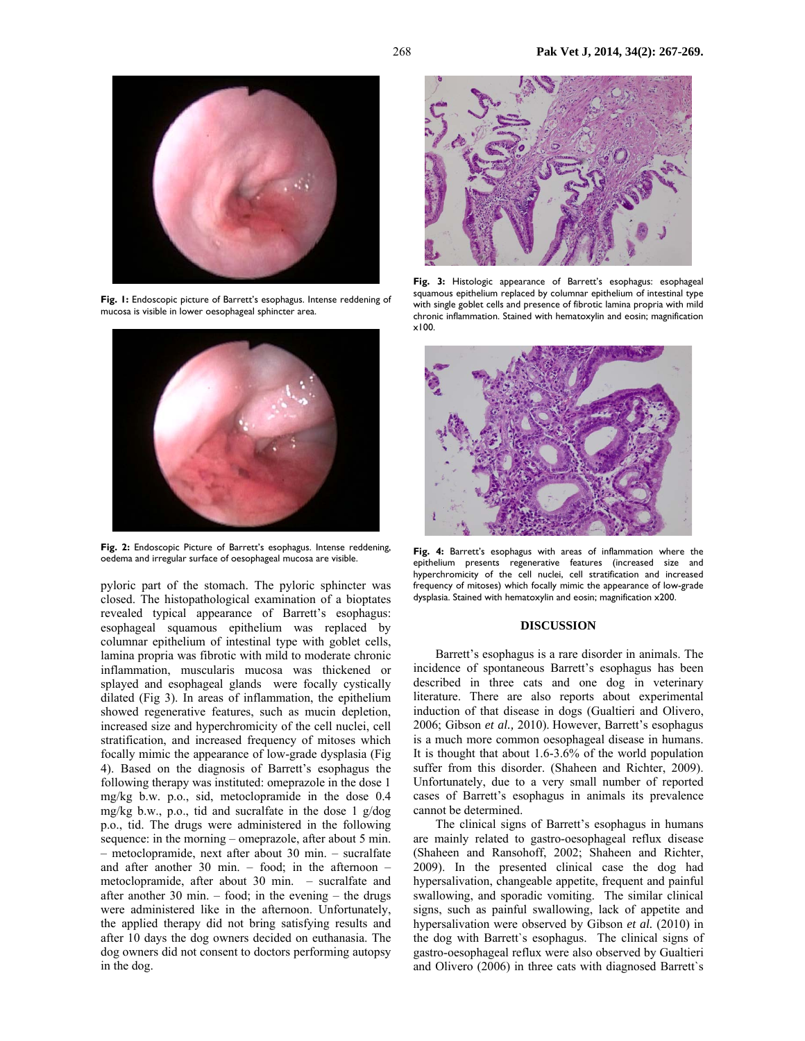Fig. 1: Endoscopic picture of Barrett's esophagus. Intense reddening of mucosa is visible in lower oesophageal sphincter area.

Fig. 2: Endoscopic Picture of Barrett's esophagus. Intense reddening, oedema and irregular surface of oesophageal mucosa are visible.

pyloric part of the stomach. The pyloric sphincter was closed. The histopathological examination of a bioptates revealed typical appearance of Barrett's esophagus: esophageal squamous epithelium was replaced by columnar epithelium of intestinal type with goblet cells, lamina propria was fibrotic with mild to moderate chronic inflammation, muscularis mucosa was thickened or splayed and esophageal glands were focally cystically dilated (Fig 3). In areas of inflammation, the epithelium showed regenerative features, such as mucin depletion, increased size and hyperchromicity of the cell nuclei, cell stratification, and increased frequency of mitoses which focally mimic the appearance of low-grade dysplasia (Fig 4). Based on the diagnosis of Barrett's esophagus the following therapy was instituted: omeprazole in the dose 1 mg/kg b.w. p.o., sid, metoclopramide in the dose 0.4 mg/kg b.w., p.o., tid and sucralfate in the dose 1 g/dog p.o., tid. The drugs were administered in the following sequence: in the morning – omeprazole, after about 5 min. – metoclopramide, next after about 30 min. – sucralfate and after another 30 min. – food; in the afternoon – metoclopramide, after about 30 min. – sucralfate and after another 30 min. – food; in the evening – the drugs were administered like in the afternoon. Unfortunately, the applied therapy did not bring satisfying results and after 10 days the dog owners decided on euthanasia. The dog owners did not consent to doctors performing autopsy in the dog.

Fig. 3: Histologic appearance of Barrett's esophagus: esophageal squamous epithelium replaced by columnar epithelium of intestinal type with single goblet cells and presence of fibrotic lamina propria with mild chronic inflammation. Stained with hematoxylin and eosin; magnification x100.

Fig. 4: Barrett's esophagus with areas of inflammation where the epithelium presents regenerative features (increased size and hyperchromicity of the cell nuclei, cell stratification and increased frequency of mitoses) which focally mimic the appearance of low-grade dysplasia. Stained with hematoxylin and eosin; magnification x200.

## DISCUSSION

Barrett's esophagus is a rare disorder in animals. The incidence of spontaneous Barrett's esophagus has been described in three cats and one dog in veterinary literature. There are also reports about experimental induction of that disease in dogs (Gualtieri and Olivero, 2006; Gibson *et al.,* 2010). However, Barrett's esophagus is a much more common oesophageal disease in humans. It is thought that about 1.6-3.6% of the world population suffer from this disorder. (Shaheen and Richter, 2009). Unfortunately, due to a very small number of reported cases of Barrett's esophagus in animals its prevalence cannot be determined.

The clinical signs of Barrett's esophagus in humans are mainly related to gastro-oesophageal reflux disease (Shaheen and Ransohoff, 2002; Shaheen and Richter, 2009). In the presented clinical case the dog had hypersalivation, changeable appetite, frequent and painful swallowing, and sporadic vomiting. The similar clinical signs, such as painful swallowing, lack of appetite and hypersalivation were observed by Gibson *et al.* (2010) in the dog with Barrett`s esophagus. The clinical signs of gastro-oesophageal reflux were also observed by Gualtieri and Olivero (2006) in three cats with diagnosed Barrett`s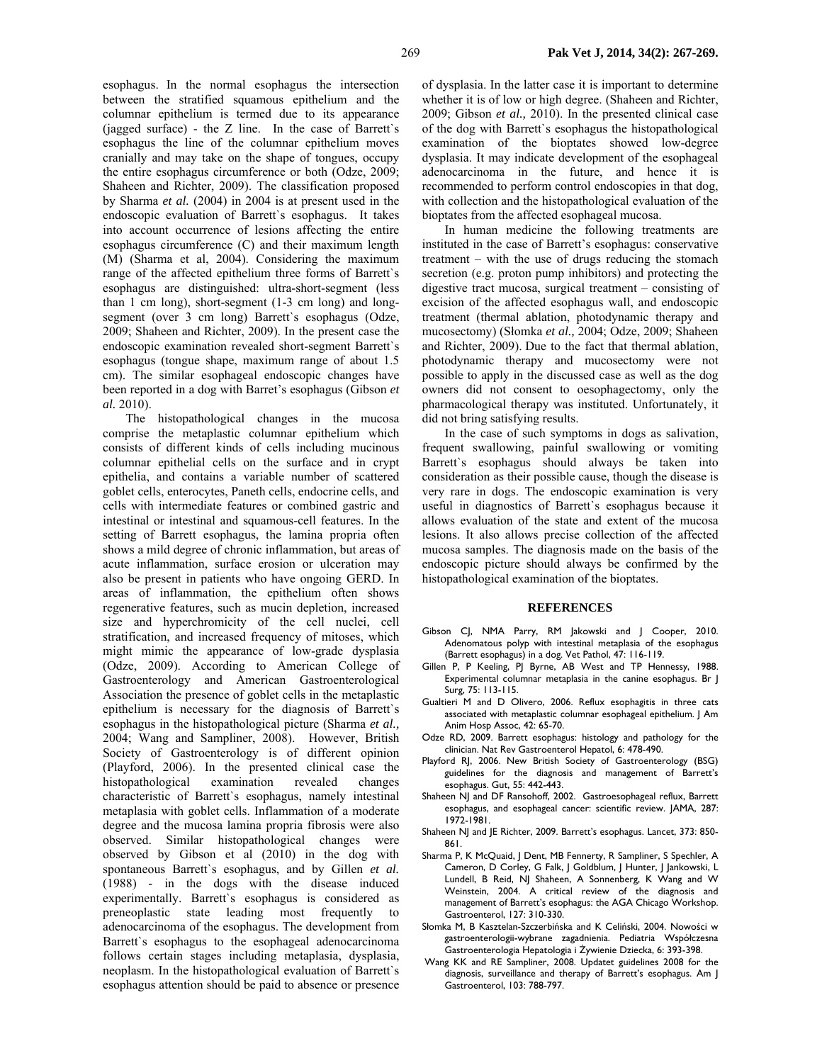esophagus. In the normal esophagus the intersection between the stratified squamous epithelium and the columnar epithelium is termed due to its appearance (jagged surface) - the Z line. In the case of Barrett`s esophagus the line of the columnar epithelium moves cranially and may take on the shape of tongues, occupy the entire esophagus circumference or both (Odze, 2009; Shaheen and Richter, 2009). The classification proposed by Sharma *et al.* (2004) in 2004 is at present used in the endoscopic evaluation of Barrett`s esophagus. It takes into account occurrence of lesions affecting the entire esophagus circumference (C) and their maximum length (M) (Sharma et al, 2004). Considering the maximum range of the affected epithelium three forms of Barrett`s esophagus are distinguished: ultra-short-segment (less than 1 cm long), short-segment (1-3 cm long) and long-segment (over 3 cm long) Barrett`s esophagus (Odze, 2009; Shaheen and Richter, 2009). In the present case the endoscopic examination revealed short-segment Barrett`s esophagus (tongue shape, maximum range of about 1.5 cm). The similar esophageal endoscopic changes have been reported in a dog with Barret's esophagus (Gibson *et al.* 2010).

The histopathological changes in the mucosa comprise the metaplastic columnar epithelium which consists of different kinds of cells including mucinous columnar epithelial cells on the surface and in crypt epithelia, and contains a variable number of scattered goblet cells, enterocytes, Paneth cells, endocrine cells, and cells with intermediate features or combined gastric and intestinal or intestinal and squamous-cell features. In the setting of Barrett esophagus, the lamina propria often shows a mild degree of chronic inflammation, but areas of acute inflammation, surface erosion or ulceration may also be present in patients who have ongoing GERD. In areas of inflammation, the epithelium often shows regenerative features, such as mucin depletion, increased size and hyperchromicity of the cell nuclei, cell stratification, and increased frequency of mitoses, which might mimic the appearance of low-grade dysplasia (Odze, 2009). According to American College of Gastroenterology and American Gastroenterological Association the presence of goblet cells in the metaplastic epithelium is necessary for the diagnosis of Barrett`s esophagus in the histopathological picture (Sharma *et al.,* 2004; Wang and Sampliner, 2008). However, British Society of Gastroenterology is of different opinion (Playford, 2006). In the presented clinical case the histopathological examination revealed changes characteristic of Barrett`s esophagus, namely intestinal metaplasia with goblet cells. Inflammation of a moderate degree and the mucosa lamina propria fibrosis were also observed. Similar histopathological changes were observed by Gibson et al (2010) in the dog with spontaneous Barrett`s esophagus, and by Gillen *et al.* (1988) - in the dogs with the disease induced experimentally. Barrett`s esophagus is considered as preneoplastic state leading most frequently to adenocarcinoma of the esophagus. The development from Barrett`s esophagus to the esophageal adenocarcinoma follows certain stages including metaplasia, dysplasia, neoplasm. In the histopathological evaluation of Barrett`s esophagus attention should be paid to absence or presence of dysplasia. In the latter case it is important to determine whether it is of low or high degree. (Shaheen and Richter, 2009; Gibson *et al.,* 2010). In the presented clinical case of the dog with Barrett`s esophagus the histopathological examination of the bioptates showed low-degree dysplasia. It may indicate development of the esophageal adenocarcinoma in the future, and hence it is recommended to perform control endoscopies in that dog, with collection and the histopathological evaluation of the bioptates from the affected esophageal mucosa.

In human medicine the following treatments are instituted in the case of Barrett's esophagus: conservative treatment – with the use of drugs reducing the stomach secretion (e.g. proton pump inhibitors) and protecting the digestive tract mucosa, surgical treatment – consisting of excision of the affected esophagus wall, and endoscopic treatment (thermal ablation, photodynamic therapy and mucosectomy) (Słomka *et al.,* 2004; Odze, 2009; Shaheen and Richter, 2009). Due to the fact that thermal ablation, photodynamic therapy and mucosectomy were not possible to apply in the discussed case as well as the dog owners did not consent to oesophagectomy, only the pharmacological therapy was instituted. Unfortunately, it did not bring satisfying results.

In the case of such symptoms in dogs as salivation, frequent swallowing, painful swallowing or vomiting Barrett`s esophagus should always be taken into consideration as their possible cause, though the disease is very rare in dogs. The endoscopic examination is very useful in diagnostics of Barrett`s esophagus because it allows evaluation of the state and extent of the mucosa lesions. It also allows precise collection of the affected mucosa samples. The diagnosis made on the basis of the endoscopic picture should always be confirmed by the histopathological examination of the bioptates.

## REFERENCES

Gibson CJ, NMA Parry, RM Jakowski and J Cooper, 2010. Adenomatous polyp with intestinal metaplasia of the esophagus (Barrett esophagus) in a dog. Vet Pathol, 47: 116-119.

Gillen P, P Keeling, PJ Byrne, AB West and TP Hennessy, 1988. Experimental columnar metaplasia in the canine esophagus. Br J Surg, 75: 113-115.

Gualtieri M and D Olivero, 2006. Reflux esophagitis in three cats associated with metaplastic columnar esophageal epithelium. J Am Anim Hosp Assoc, 42: 65-70.

Odze RD, 2009. Barrett esophagus: histology and pathology for the clinician. Nat Rev Gastroenterol Hepatol, 6: 478-490.

Playford RJ, 2006. New British Society of Gastroenterology (BSG) guidelines for the diagnosis and management of Barrett's esophagus. Gut, 55: 442-443.

Shaheen NJ and DF Ransohoff, 2002. Gastroesophageal reflux, Barrett esophagus, and esophageal cancer: scientific review. JAMA, 287: 1972-1981.

Shaheen NJ and JE Richter, 2009. Barrett's esophagus. Lancet, 373: 850-861.

Sharma P, K McQuaid, J Dent, MB Fennerty, R Sampliner, S Spechler, A Cameron, D Corley, G Falk, J Goldblum, J Hunter, J Jankowski, L Lundell, B Reid, NJ Shaheen, A Sonnenberg, K Wang and W Weinstein, 2004. A critical review of the diagnosis and management of Barrett's esophagus: the AGA Chicago Workshop. Gastroenterol, 127: 310-330.

Słomka M, B Kasztelan-Szczerbińska and K Celiński, 2004. Nowości w gastroenterologii-wybrane zagadnienia. Pediatria Współczesna Gastroenterologia Hepatologia i Żywienie Dziecka, 6: 393-398.

Wang KK and RE Sampliner, 2008. Updatet guidelines 2008 for the diagnosis, surveillance and therapy of Barrett's esophagus. Am J Gastroenterol, 103: 788-797.